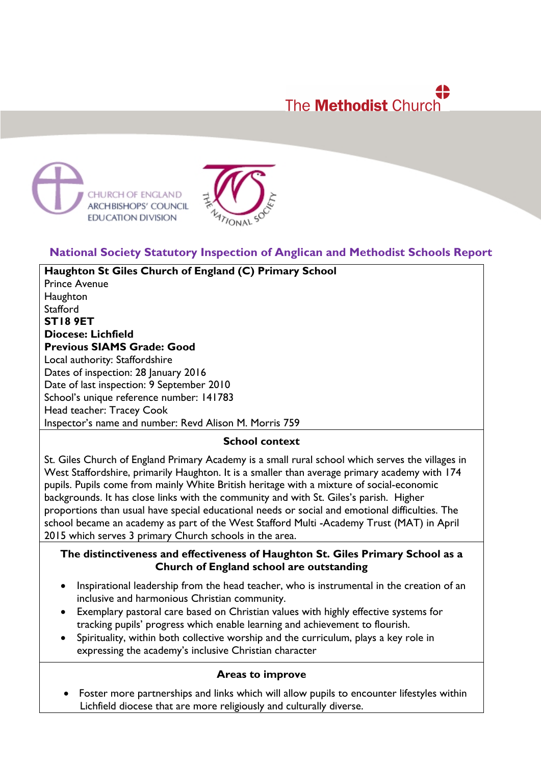The Methodist Church

CHURCH OF ENGLAND ARCHBISHOPS' COUNCIL EDUCATION DIVISION

THE NATIONAL SOCIETY

## National Society Statutory Inspection of Anglican and Methodist Schools Report

**Haughton St Giles Church of England (C) Primary School**
Prince Avenue
Haughton
Stafford
**ST18 9ET**
**Diocese: Lichfield**
**Previous SIAMS Grade: Good**
Local authority: Staffordshire
Dates of inspection: 28 January 2016
Date of last inspection: 9 September 2010
School's unique reference number: 141783
Head teacher: Tracey Cook
Inspector's name and number: Revd Alison M. Morris 759

### School context

St. Giles Church of England Primary Academy is a small rural school which serves the villages in West Staffordshire, primarily Haughton. It is a smaller than average primary academy with 174 pupils. Pupils come from mainly White British heritage with a mixture of social-economic backgrounds. It has close links with the community and with St. Giles's parish. Higher proportions than usual have special educational needs or social and emotional difficulties. The school became an academy as part of the West Stafford Multi -Academy Trust (MAT) in April 2015 which serves 3 primary Church schools in the area.

### The distinctiveness and effectiveness of Haughton St. Giles Primary School as a Church of England school are outstanding

- Inspirational leadership from the head teacher, who is instrumental in the creation of an inclusive and harmonious Christian community.
- Exemplary pastoral care based on Christian values with highly effective systems for tracking pupils' progress which enable learning and achievement to flourish.
- Spirituality, within both collective worship and the curriculum, plays a key role in expressing the academy's inclusive Christian character

### Areas to improve

- Foster more partnerships and links which will allow pupils to encounter lifestyles within Lichfield diocese that are more religiously and culturally diverse.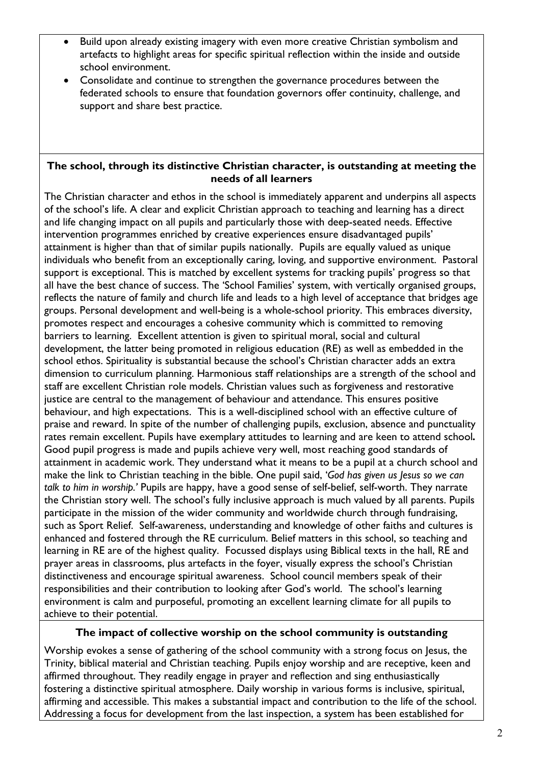- Build upon already existing imagery with even more creative Christian symbolism and artefacts to highlight areas for specific spiritual reflection within the inside and outside school environment.
- Consolidate and continue to strengthen the governance procedures between the federated schools to ensure that foundation governors offer continuity, challenge, and support and share best practice.

## The school, through its distinctive Christian character, is outstanding at meeting the needs of all learners

The Christian character and ethos in the school is immediately apparent and underpins all aspects of the school's life. A clear and explicit Christian approach to teaching and learning has a direct and life changing impact on all pupils and particularly those with deep-seated needs. Effective intervention programmes enriched by creative experiences ensure disadvantaged pupils' attainment is higher than that of similar pupils nationally. Pupils are equally valued as unique individuals who benefit from an exceptionally caring, loving, and supportive environment. Pastoral support is exceptional. This is matched by excellent systems for tracking pupils' progress so that all have the best chance of success. The 'School Families' system, with vertically organised groups, reflects the nature of family and church life and leads to a high level of acceptance that bridges age groups. Personal development and well-being is a whole-school priority. This embraces diversity, promotes respect and encourages a cohesive community which is committed to removing barriers to learning. Excellent attention is given to spiritual moral, social and cultural development, the latter being promoted in religious education (RE) as well as embedded in the school ethos. Spirituality is substantial because the school's Christian character adds an extra dimension to curriculum planning. Harmonious staff relationships are a strength of the school and staff are excellent Christian role models. Christian values such as forgiveness and restorative justice are central to the management of behaviour and attendance. This ensures positive behaviour, and high expectations. This is a well-disciplined school with an effective culture of praise and reward. In spite of the number of challenging pupils, exclusion, absence and punctuality rates remain excellent. Pupils have exemplary attitudes to learning and are keen to attend school**.** Good pupil progress is made and pupils achieve very well, most reaching good standards of attainment in academic work. They understand what it means to be a pupil at a church school and make the link to Christian teaching in the bible. One pupil said, *'God has given us Jesus so we can talk to him in worship.'* Pupils are happy, have a good sense of self-belief, self-worth. They narrate the Christian story well. The school's fully inclusive approach is much valued by all parents. Pupils participate in the mission of the wider community and worldwide church through fundraising, such as Sport Relief. Self-awareness, understanding and knowledge of other faiths and cultures is enhanced and fostered through the RE curriculum. Belief matters in this school, so teaching and learning in RE are of the highest quality. Focussed displays using Biblical texts in the hall, RE and prayer areas in classrooms, plus artefacts in the foyer, visually express the school's Christian distinctiveness and encourage spiritual awareness. School council members speak of their responsibilities and their contribution to looking after God's world. The school's learning environment is calm and purposeful, promoting an excellent learning climate for all pupils to achieve to their potential.

## The impact of collective worship on the school community is outstanding

Worship evokes a sense of gathering of the school community with a strong focus on Jesus, the Trinity, biblical material and Christian teaching. Pupils enjoy worship and are receptive, keen and affirmed throughout. They readily engage in prayer and reflection and sing enthusiastically fostering a distinctive spiritual atmosphere. Daily worship in various forms is inclusive, spiritual, affirming and accessible. This makes a substantial impact and contribution to the life of the school. Addressing a focus for development from the last inspection, a system has been established for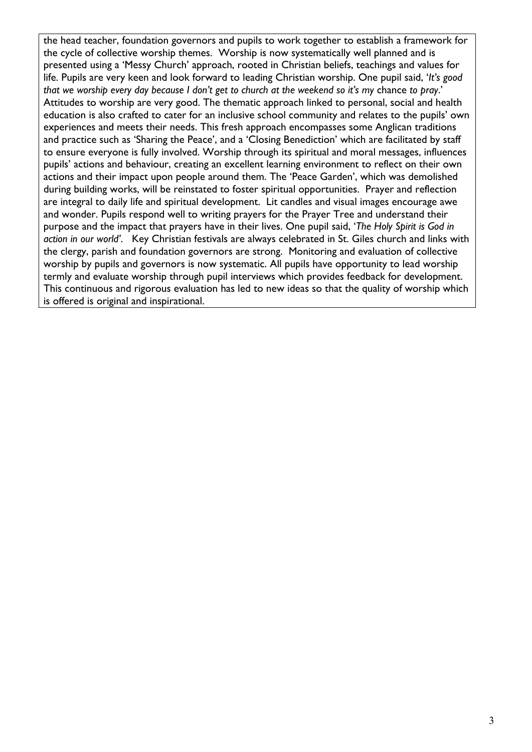the head teacher, foundation governors and pupils to work together to establish a framework for the cycle of collective worship themes. Worship is now systematically well planned and is presented using a 'Messy Church' approach, rooted in Christian beliefs, teachings and values for life. Pupils are very keen and look forward to leading Christian worship. One pupil said, '*It's good that we worship every day because I don't get to church at the weekend so it's my* chance *to pray*.' Attitudes to worship are very good. The thematic approach linked to personal, social and health education is also crafted to cater for an inclusive school community and relates to the pupils' own experiences and meets their needs. This fresh approach encompasses some Anglican traditions and practice such as 'Sharing the Peace', and a 'Closing Benediction' which are facilitated by staff to ensure everyone is fully involved. Worship through its spiritual and moral messages, influences pupils' actions and behaviour, creating an excellent learning environment to reflect on their own actions and their impact upon people around them. The 'Peace Garden', which was demolished during building works, will be reinstated to foster spiritual opportunities. Prayer and reflection are integral to daily life and spiritual development. Lit candles and visual images encourage awe and wonder. Pupils respond well to writing prayers for the Prayer Tree and understand their purpose and the impact that prayers have in their lives. One pupil said, '*The Holy Spirit is God in action in our world'*. Key Christian festivals are always celebrated in St. Giles church and links with the clergy, parish and foundation governors are strong. Monitoring and evaluation of collective worship by pupils and governors is now systematic. All pupils have opportunity to lead worship termly and evaluate worship through pupil interviews which provides feedback for development. This continuous and rigorous evaluation has led to new ideas so that the quality of worship which is offered is original and inspirational.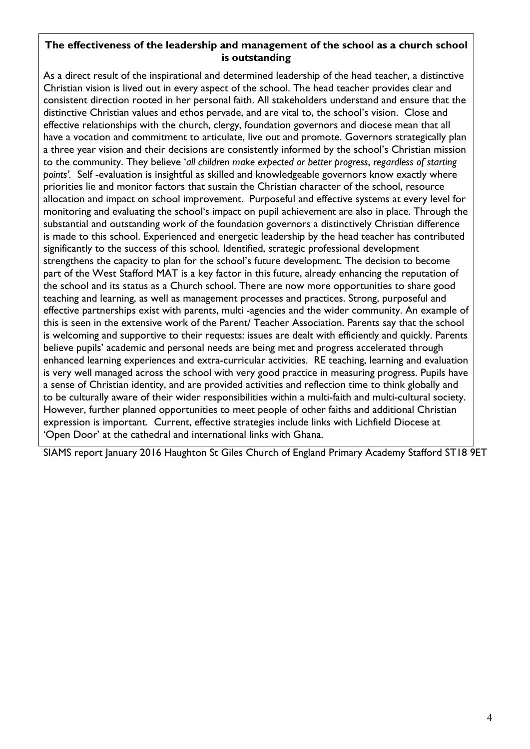**The effectiveness of the leadership and management of the school as a church school is outstanding**

As a direct result of the inspirational and determined leadership of the head teacher, a distinctive Christian vision is lived out in every aspect of the school. The head teacher provides clear and consistent direction rooted in her personal faith. All stakeholders understand and ensure that the distinctive Christian values and ethos pervade, and are vital to, the school's vision. Close and effective relationships with the church, clergy, foundation governors and diocese mean that all have a vocation and commitment to articulate, live out and promote. Governors strategically plan a three year vision and their decisions are consistently informed by the school's Christian mission to the community. They believe '*all children make expected or better progress, regardless of starting points'.* Self -evaluation is insightful as skilled and knowledgeable governors know exactly where priorities lie and monitor factors that sustain the Christian character of the school, resource allocation and impact on school improvement. Purposeful and effective systems at every level for monitoring and evaluating the school's impact on pupil achievement are also in place. Through the substantial and outstanding work of the foundation governors a distinctively Christian difference is made to this school. Experienced and energetic leadership by the head teacher has contributed significantly to the success of this school. Identified, strategic professional development strengthens the capacity to plan for the school's future development. The decision to become part of the West Stafford MAT is a key factor in this future, already enhancing the reputation of the school and its status as a Church school. There are now more opportunities to share good teaching and learning, as well as management processes and practices. Strong, purposeful and effective partnerships exist with parents, multi -agencies and the wider community. An example of this is seen in the extensive work of the Parent/ Teacher Association. Parents say that the school is welcoming and supportive to their requests: issues are dealt with efficiently and quickly. Parents believe pupils' academic and personal needs are being met and progress accelerated through enhanced learning experiences and extra-curricular activities. RE teaching, learning and evaluation is very well managed across the school with very good practice in measuring progress. Pupils have a sense of Christian identity, and are provided activities and reflection time to think globally and to be culturally aware of their wider responsibilities within a multi-faith and multi-cultural society. However, further planned opportunities to meet people of other faiths and additional Christian expression is important. Current, effective strategies include links with Lichfield Diocese at 'Open Door' at the cathedral and international links with Ghana.

SIAMS report January 2016 Haughton St Giles Church of England Primary Academy Stafford ST18 9ET